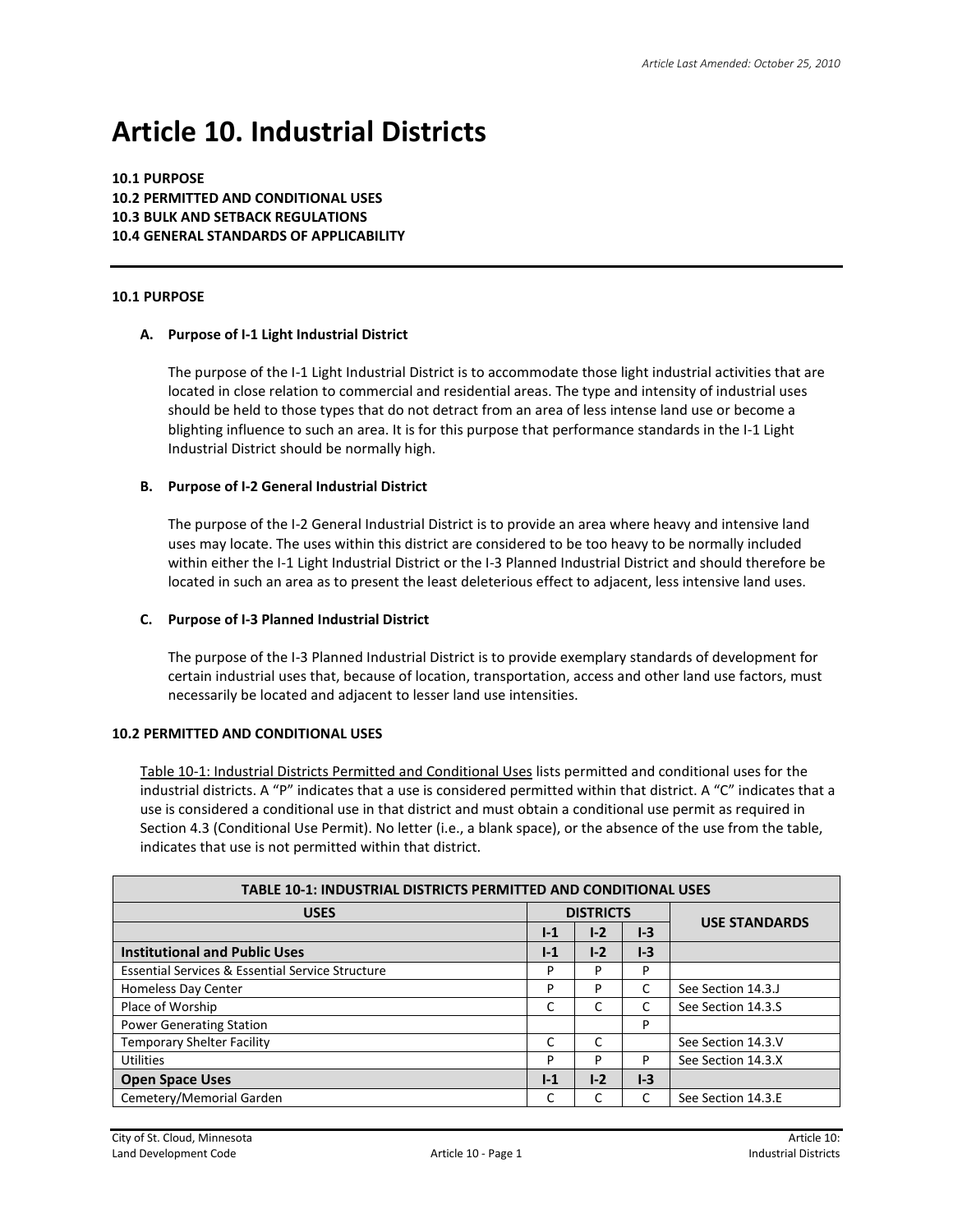# Article 10. Industrial Districts

**10.1 PURPOSE**
**10.2 PERMITTED AND CONDITIONAL USES**
**10.3 BULK AND SETBACK REGULATIONS**
**10.4 GENERAL STANDARDS OF APPLICABILITY**

## 10.1 PURPOSE

### A. Purpose of I-1 Light Industrial District

The purpose of the I-1 Light Industrial District is to accommodate those light industrial activities that are located in close relation to commercial and residential areas. The type and intensity of industrial uses should be held to those types that do not detract from an area of less intense land use or become a blighting influence to such an area. It is for this purpose that performance standards in the I-1 Light Industrial District should be normally high.

### B. Purpose of I-2 General Industrial District

The purpose of the I-2 General Industrial District is to provide an area where heavy and intensive land uses may locate. The uses within this district are considered to be too heavy to be normally included within either the I-1 Light Industrial District or the I-3 Planned Industrial District and should therefore be located in such an area as to present the least deleterious effect to adjacent, less intensive land uses.

### C. Purpose of I-3 Planned Industrial District

The purpose of the I-3 Planned Industrial District is to provide exemplary standards of development for certain industrial uses that, because of location, transportation, access and other land use factors, must necessarily be located and adjacent to lesser land use intensities.

## 10.2 PERMITTED AND CONDITIONAL USES

Table 10-1: Industrial Districts Permitted and Conditional Uses lists permitted and conditional uses for the industrial districts. A “P” indicates that a use is considered permitted within that district. A “C” indicates that a use is considered a conditional use in that district and must obtain a conditional use permit as required in Section 4.3 (Conditional Use Permit). No letter (i.e., a blank space), or the absence of the use from the table, indicates that use is not permitted within that district.

| TABLE 10-1: INDUSTRIAL DISTRICTS PERMITTED AND CONDITIONAL USES | | | | |
|---|---|---|---|---|
| **USES** | **DISTRICTS** | | | **USE STANDARDS** |
| | **I-1** | **I-2** | **I-3** | |
| **Institutional and Public Uses** | **I-1** | **I-2** | **I-3** | |
| Essential Services & Essential Service Structure | P | P | P | |
| Homeless Day Center | P | P | C | See Section 14.3.J |
| Place of Worship | C | C | C | See Section 14.3.S |
| Power Generating Station | | | P | |
| Temporary Shelter Facility | C | C | | See Section 14.3.V |
| Utilities | P | P | P | See Section 14.3.X |
| **Open Space Uses** | **I-1** | **I-2** | **I-3** | |
| Cemetery/Memorial Garden | C | C | C | See Section 14.3.E |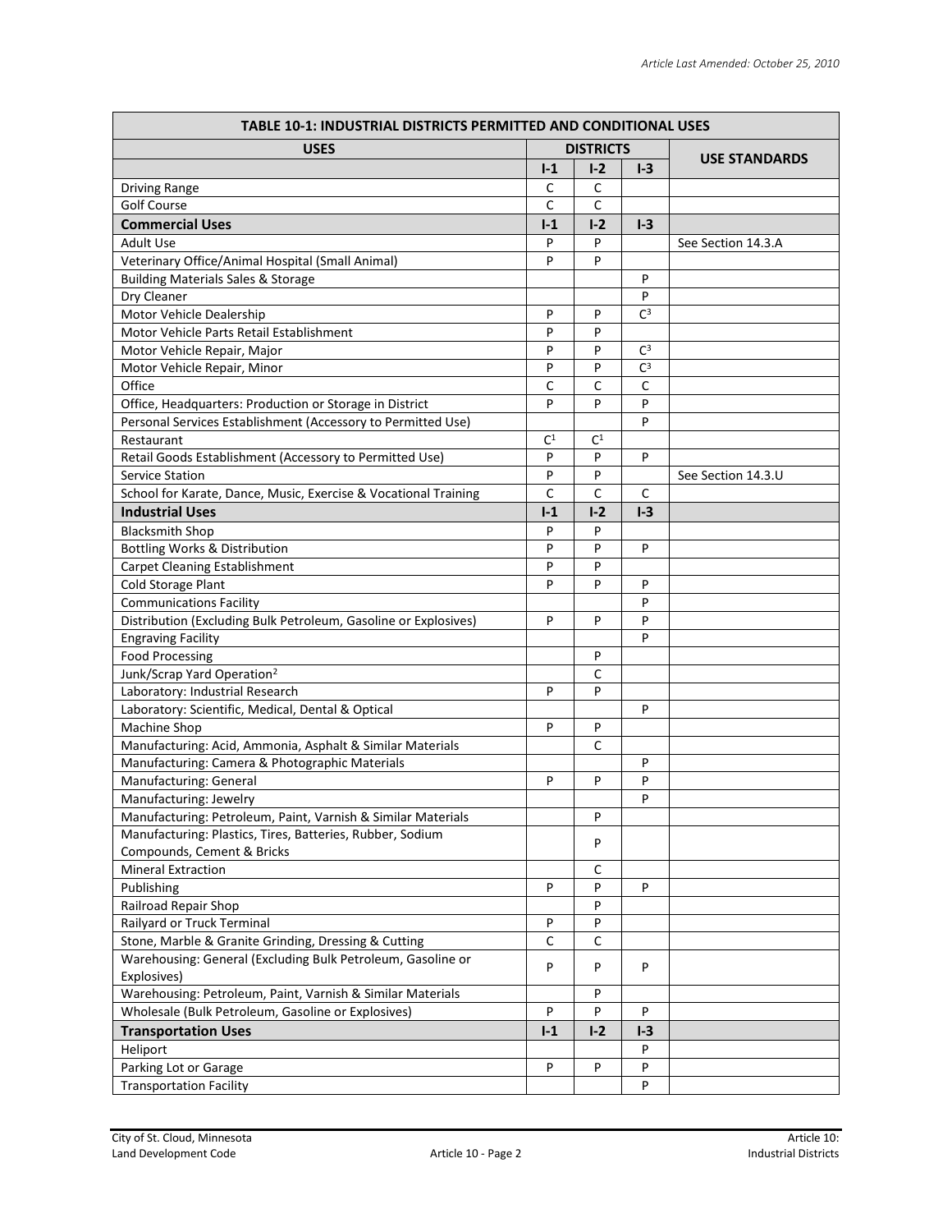| TABLE 10-1: INDUSTRIAL DISTRICTS PERMITTED AND CONDITIONAL USES | | | | |
|---|---|---|---|---|
| **USES** | **DISTRICTS** | | | **USE STANDARDS** |
| | **I-1** | **I-2** | **I-3** | |
| Driving Range | C | C | | |
| Golf Course | C | C | | |
| **Commercial Uses** | **I-1** | **I-2** | **I-3** | |
| Adult Use | P | P | | See Section 14.3.A |
| Veterinary Office/Animal Hospital (Small Animal) | P | P | | |
| Building Materials Sales & Storage | | | P | |
| Dry Cleaner | | | P | |
| Motor Vehicle Dealership | P | P | C[3] | |
| Motor Vehicle Parts Retail Establishment | P | P | | |
| Motor Vehicle Repair, Major | P | P | C[3] | |
| Motor Vehicle Repair, Minor | P | P | C[3] | |
| Office | C | C | C | |
| Office, Headquarters: Production or Storage in District | P | P | P | |
| Personal Services Establishment (Accessory to Permitted Use) | | | P | |
| Restaurant | C[1] | C[1] | | |
| Retail Goods Establishment (Accessory to Permitted Use) | P | P | P | |
| Service Station | P | P | | See Section 14.3.U |
| School for Karate, Dance, Music, Exercise & Vocational Training | C | C | C | |
| **Industrial Uses** | **I-1** | **I-2** | **I-3** | |
| Blacksmith Shop | P | P | | |
| Bottling Works & Distribution | P | P | P | |
| Carpet Cleaning Establishment | P | P | | |
| Cold Storage Plant | P | P | P | |
| Communications Facility | | | P | |
| Distribution (Excluding Bulk Petroleum, Gasoline or Explosives) | P | P | P | |
| Engraving Facility | | | P | |
| Food Processing | | P | | |
| Junk/Scrap Yard Operation[2] | | C | | |
| Laboratory: Industrial Research | P | P | | |
| Laboratory: Scientific, Medical, Dental & Optical | | | P | |
| Machine Shop | P | P | | |
| Manufacturing: Acid, Ammonia, Asphalt & Similar Materials | | C | | |
| Manufacturing: Camera & Photographic Materials | | | P | |
| Manufacturing: General | P | P | P | |
| Manufacturing: Jewelry | | | P | |
| Manufacturing: Petroleum, Paint, Varnish & Similar Materials | | P | | |
| Manufacturing: Plastics, Tires, Batteries, Rubber, Sodium Compounds, Cement & Bricks | | P | | |
| Mineral Extraction | | C | | |
| Publishing | P | P | P | |
| Railroad Repair Shop | | P | | |
| Railyard or Truck Terminal | P | P | | |
| Stone, Marble & Granite Grinding, Dressing & Cutting | C | C | | |
| Warehousing: General (Excluding Bulk Petroleum, Gasoline or Explosives) | P | P | P | |
| Warehousing: Petroleum, Paint, Varnish & Similar Materials | | P | | |
| Wholesale (Bulk Petroleum, Gasoline or Explosives) | P | P | P | |
| **Transportation Uses** | **I-1** | **I-2** | **I-3** | |
| Heliport | | | P | |
| Parking Lot or Garage | P | P | P | |
| Transportation Facility | | | P | |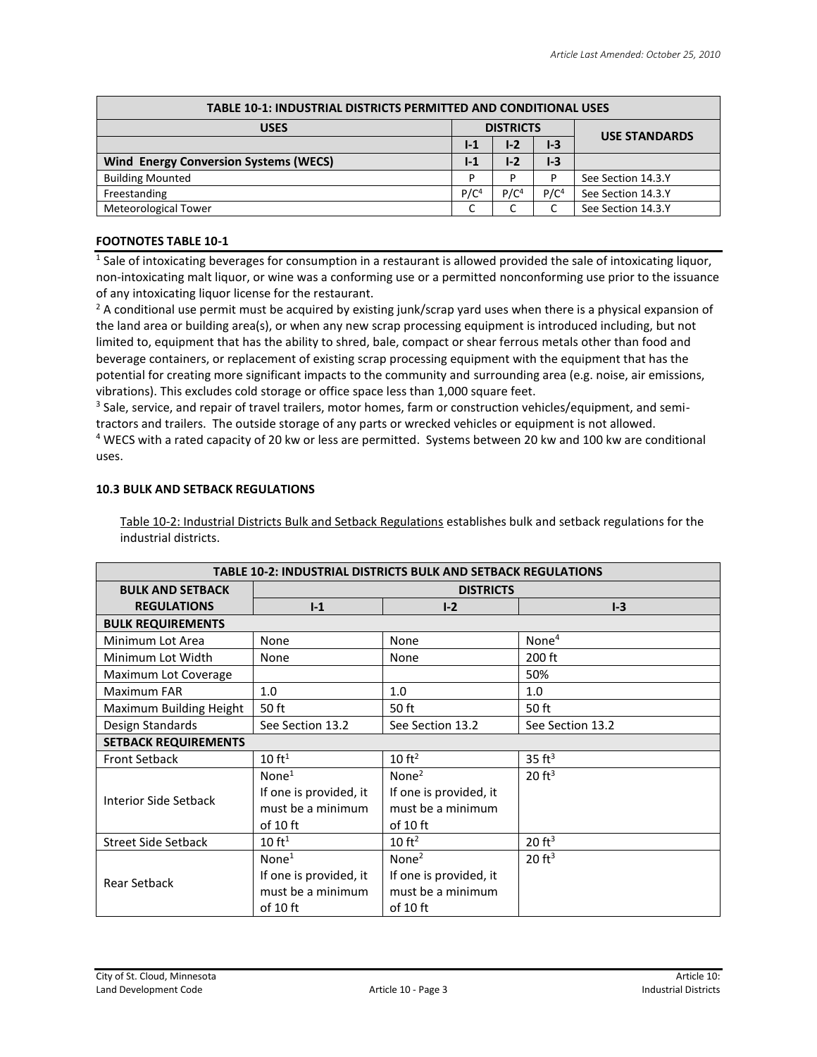| TABLE 10-1: INDUSTRIAL DISTRICTS PERMITTED AND CONDITIONAL USES | | | | |
|---|---|---|---|---|
| USES | DISTRICTS | | | USE STANDARDS |
| | I-1 | I-2 | I-3 | |
| **Wind Energy Conversion Systems (WECS)** | **I-1** | **I-2** | **I-3** | |
| Building Mounted | P | P | P | See Section 14.3.Y |
| Freestanding | P/C[4] | P/C[4] | P/C[4] | See Section 14.3.Y |
| Meteorological Tower | C | C | C | See Section 14.3.Y |

**FOOTNOTES TABLE 10-1**

[1] Sale of intoxicating beverages for consumption in a restaurant is allowed provided the sale of intoxicating liquor, non-intoxicating malt liquor, or wine was a conforming use or a permitted nonconforming use prior to the issuance of any intoxicating liquor license for the restaurant.

[2] A conditional use permit must be acquired by existing junk/scrap yard uses when there is a physical expansion of the land area or building area(s), or when any new scrap processing equipment is introduced including, but not limited to, equipment that has the ability to shred, bale, compact or shear ferrous metals other than food and beverage containers, or replacement of existing scrap processing equipment with the equipment that has the potential for creating more significant impacts to the community and surrounding area (e.g. noise, air emissions, vibrations). This excludes cold storage or office space less than 1,000 square feet.

[3] Sale, service, and repair of travel trailers, motor homes, farm or construction vehicles/equipment, and semi-tractors and trailers. The outside storage of any parts or wrecked vehicles or equipment is not allowed.

[4] WECS with a rated capacity of 20 kw or less are permitted. Systems between 20 kw and 100 kw are conditional uses.

### 10.3 BULK AND SETBACK REGULATIONS

Table 10-2: Industrial Districts Bulk and Setback Regulations establishes bulk and setback regulations for the industrial districts.

| TABLE 10-2: INDUSTRIAL DISTRICTS BULK AND SETBACK REGULATIONS | | | |
|---|---|---|---|
| BULK AND SETBACK REGULATIONS | DISTRICTS | | |
| | I-1 | I-2 | I-3 |
| **BULK REQUIREMENTS** | | | |
| Minimum Lot Area | None | None | None[4] |
| Minimum Lot Width | None | None | 200 ft |
| Maximum Lot Coverage | | | 50% |
| Maximum FAR | 1.0 | 1.0 | 1.0 |
| Maximum Building Height | 50 ft | 50 ft | 50 ft |
| Design Standards | See Section 13.2 | See Section 13.2 | See Section 13.2 |
| **SETBACK REQUIREMENTS** | | | |
| Front Setback | 10 ft[1] | 10 ft[2] | 35 ft[3] |
| Interior Side Setback | None[1] If one is provided, it must be a minimum of 10 ft | None[2] If one is provided, it must be a minimum of 10 ft | 20 ft[3] |
| Street Side Setback | 10 ft[1] | 10 ft[2] | 20 ft[3] |
| Rear Setback | None[1] If one is provided, it must be a minimum of 10 ft | None[2] If one is provided, it must be a minimum of 10 ft | 20 ft[3] |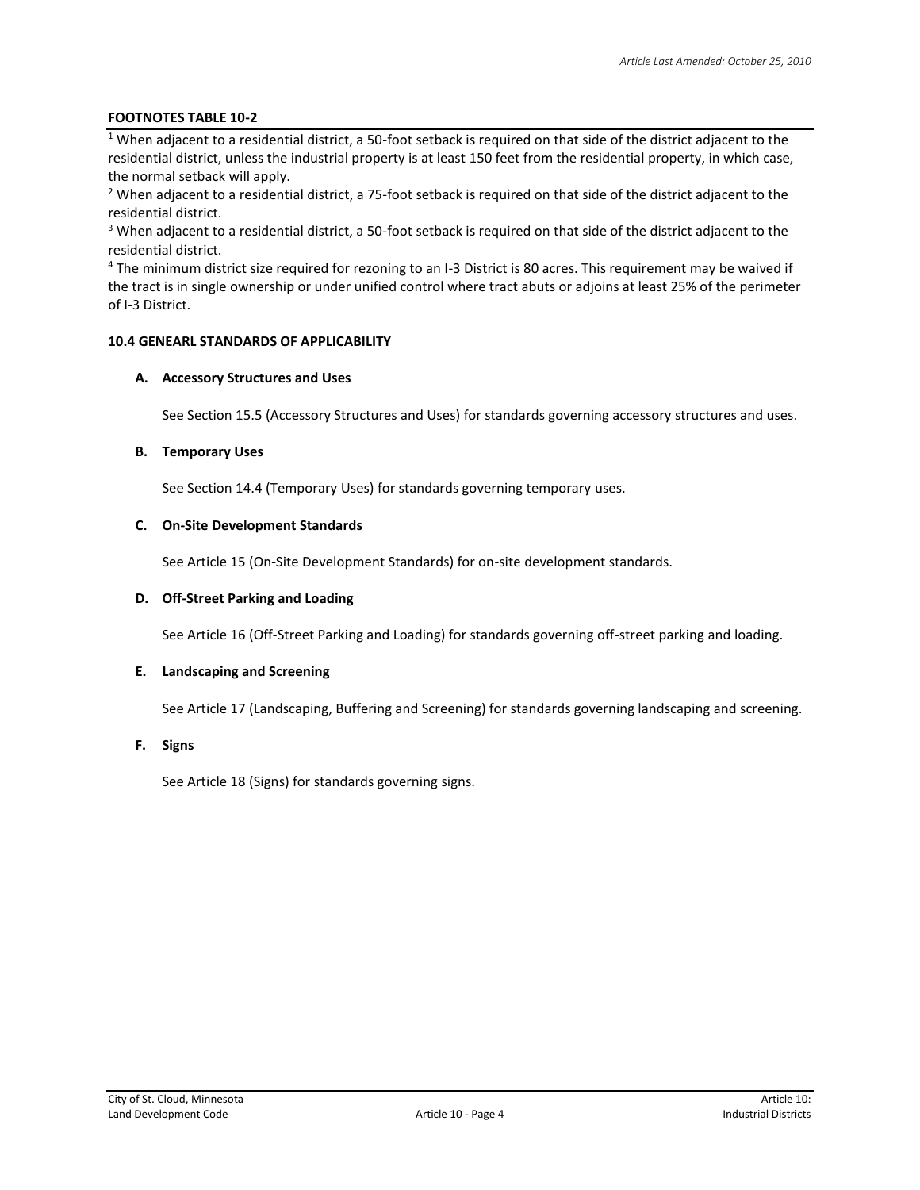**FOOTNOTES TABLE 10-2**

[1] When adjacent to a residential district, a 50-foot setback is required on that side of the district adjacent to the residential district, unless the industrial property is at least 150 feet from the residential property, in which case, the normal setback will apply.
[2] When adjacent to a residential district, a 75-foot setback is required on that side of the district adjacent to the residential district.
[3] When adjacent to a residential district, a 50-foot setback is required on that side of the district adjacent to the residential district.
[4] The minimum district size required for rezoning to an I-3 District is 80 acres. This requirement may be waived if the tract is in single ownership or under unified control where tract abuts or adjoins at least 25% of the perimeter of I-3 District.

### 10.4 GENEARL STANDARDS OF APPLICABILITY

**A. Accessory Structures and Uses**

See Section 15.5 (Accessory Structures and Uses) for standards governing accessory structures and uses.

**B. Temporary Uses**

See Section 14.4 (Temporary Uses) for standards governing temporary uses.

**C. On-Site Development Standards**

See Article 15 (On-Site Development Standards) for on-site development standards.

**D. Off-Street Parking and Loading**

See Article 16 (Off-Street Parking and Loading) for standards governing off-street parking and loading.

**E. Landscaping and Screening**

See Article 17 (Landscaping, Buffering and Screening) for standards governing landscaping and screening.

**F. Signs**

See Article 18 (Signs) for standards governing signs.